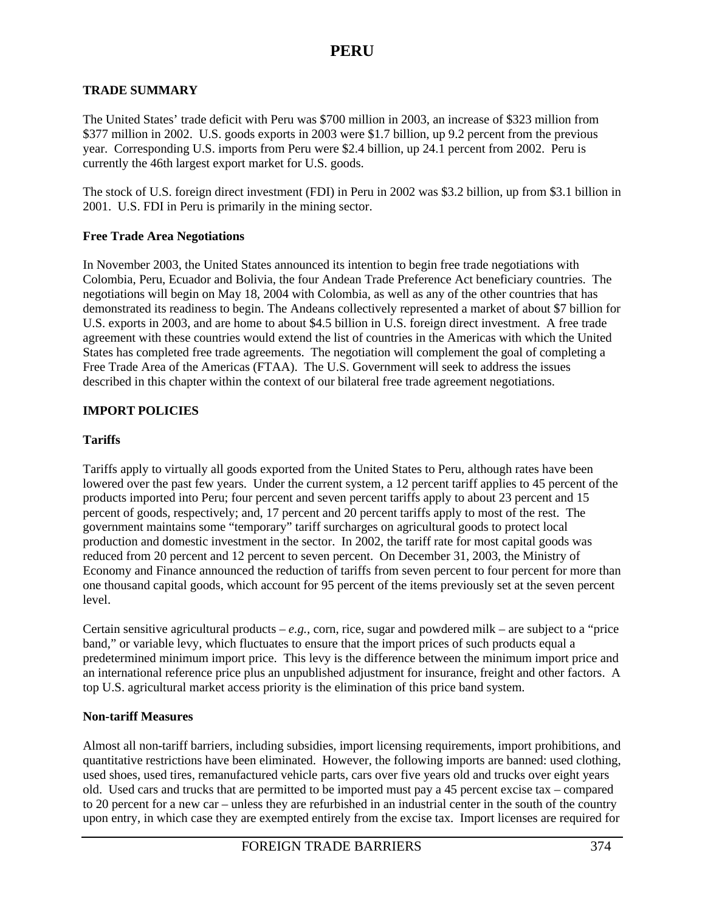# PERU

## TRADE SUMMARY

The United States' trade deficit with Peru was $700 million in 2003, an increase of $323 million from $377 million in 2002. U.S. goods exports in 2003 were $1.7 billion, up 9.2 percent from the previous year. Corresponding U.S. imports from Peru were $2.4 billion, up 24.1 percent from 2002. Peru is currently the 46th largest export market for U.S. goods.

The stock of U.S. foreign direct investment (FDI) in Peru in 2002 was $3.2 billion, up from $3.1 billion in 2001. U.S. FDI in Peru is primarily in the mining sector.

### Free Trade Area Negotiations

In November 2003, the United States announced its intention to begin free trade negotiations with Colombia, Peru, Ecuador and Bolivia, the four Andean Trade Preference Act beneficiary countries. The negotiations will begin on May 18, 2004 with Colombia, as well as any of the other countries that has demonstrated its readiness to begin. The Andeans collectively represented a market of about $7 billion for U.S. exports in 2003, and are home to about $4.5 billion in U.S. foreign direct investment. A free trade agreement with these countries would extend the list of countries in the Americas with which the United States has completed free trade agreements. The negotiation will complement the goal of completing a Free Trade Area of the Americas (FTAA). The U.S. Government will seek to address the issues described in this chapter within the context of our bilateral free trade agreement negotiations.

## IMPORT POLICIES

### Tariffs

Tariffs apply to virtually all goods exported from the United States to Peru, although rates have been lowered over the past few years. Under the current system, a 12 percent tariff applies to 45 percent of the products imported into Peru; four percent and seven percent tariffs apply to about 23 percent and 15 percent of goods, respectively; and, 17 percent and 20 percent tariffs apply to most of the rest. The government maintains some "temporary" tariff surcharges on agricultural goods to protect local production and domestic investment in the sector. In 2002, the tariff rate for most capital goods was reduced from 20 percent and 12 percent to seven percent. On December 31, 2003, the Ministry of Economy and Finance announced the reduction of tariffs from seven percent to four percent for more than one thousand capital goods, which account for 95 percent of the items previously set at the seven percent level.

Certain sensitive agricultural products – *e.g.*, corn, rice, sugar and powdered milk – are subject to a "price band," or variable levy, which fluctuates to ensure that the import prices of such products equal a predetermined minimum import price. This levy is the difference between the minimum import price and an international reference price plus an unpublished adjustment for insurance, freight and other factors. A top U.S. agricultural market access priority is the elimination of this price band system.

### Non-tariff Measures

Almost all non-tariff barriers, including subsidies, import licensing requirements, import prohibitions, and quantitative restrictions have been eliminated. However, the following imports are banned: used clothing, used shoes, used tires, remanufactured vehicle parts, cars over five years old and trucks over eight years old. Used cars and trucks that are permitted to be imported must pay a 45 percent excise tax – compared to 20 percent for a new car – unless they are refurbished in an industrial center in the south of the country upon entry, in which case they are exempted entirely from the excise tax. Import licenses are required for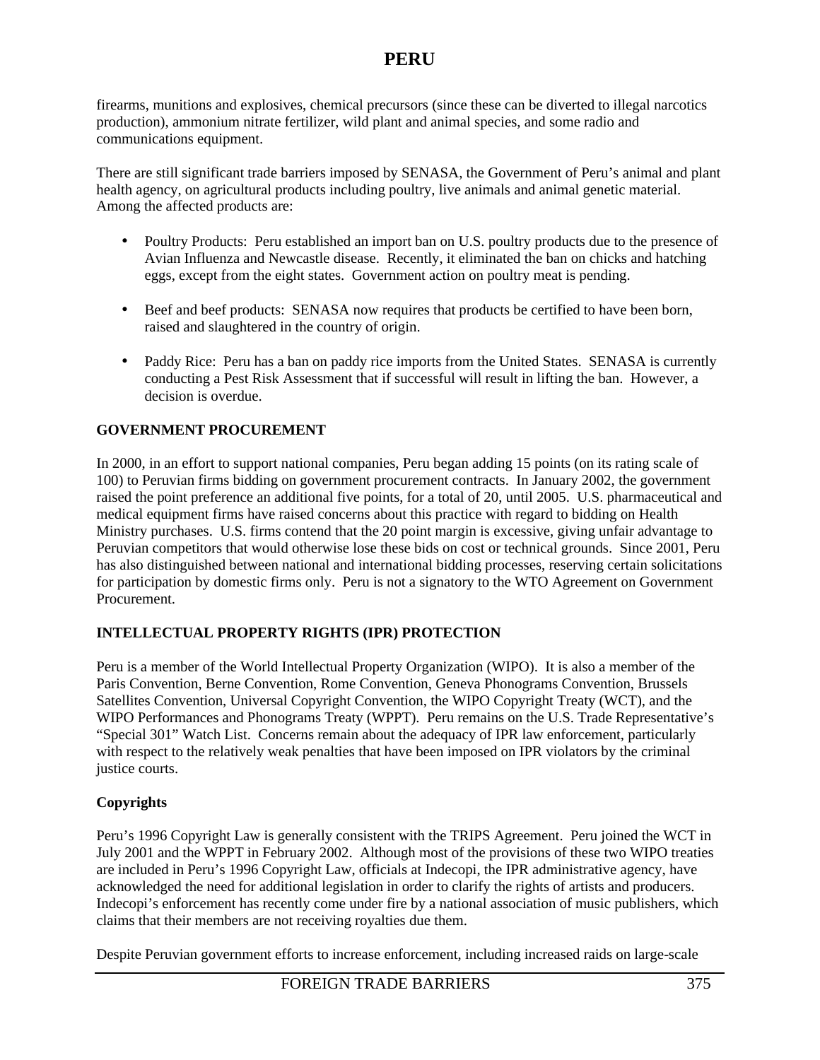firearms, munitions and explosives, chemical precursors (since these can be diverted to illegal narcotics production), ammonium nitrate fertilizer, wild plant and animal species, and some radio and communications equipment.

There are still significant trade barriers imposed by SENASA, the Government of Peru's animal and plant health agency, on agricultural products including poultry, live animals and animal genetic material. Among the affected products are:

- Poultry Products: Peru established an import ban on U.S. poultry products due to the presence of Avian Influenza and Newcastle disease. Recently, it eliminated the ban on chicks and hatching eggs, except from the eight states. Government action on poultry meat is pending.

- Beef and beef products: SENASA now requires that products be certified to have been born, raised and slaughtered in the country of origin.

- Paddy Rice: Peru has a ban on paddy rice imports from the United States. SENASA is currently conducting a Pest Risk Assessment that if successful will result in lifting the ban. However, a decision is overdue.

## GOVERNMENT PROCUREMENT

In 2000, in an effort to support national companies, Peru began adding 15 points (on its rating scale of 100) to Peruvian firms bidding on government procurement contracts. In January 2002, the government raised the point preference an additional five points, for a total of 20, until 2005. U.S. pharmaceutical and medical equipment firms have raised concerns about this practice with regard to bidding on Health Ministry purchases. U.S. firms contend that the 20 point margin is excessive, giving unfair advantage to Peruvian competitors that would otherwise lose these bids on cost or technical grounds. Since 2001, Peru has also distinguished between national and international bidding processes, reserving certain solicitations for participation by domestic firms only. Peru is not a signatory to the WTO Agreement on Government Procurement.

## INTELLECTUAL PROPERTY RIGHTS (IPR) PROTECTION

Peru is a member of the World Intellectual Property Organization (WIPO). It is also a member of the Paris Convention, Berne Convention, Rome Convention, Geneva Phonograms Convention, Brussels Satellites Convention, Universal Copyright Convention, the WIPO Copyright Treaty (WCT), and the WIPO Performances and Phonograms Treaty (WPPT). Peru remains on the U.S. Trade Representative's "Special 301" Watch List. Concerns remain about the adequacy of IPR law enforcement, particularly with respect to the relatively weak penalties that have been imposed on IPR violators by the criminal justice courts.

### Copyrights

Peru's 1996 Copyright Law is generally consistent with the TRIPS Agreement. Peru joined the WCT in July 2001 and the WPPT in February 2002. Although most of the provisions of these two WIPO treaties are included in Peru's 1996 Copyright Law, officials at Indecopi, the IPR administrative agency, have acknowledged the need for additional legislation in order to clarify the rights of artists and producers. Indecopi's enforcement has recently come under fire by a national association of music publishers, which claims that their members are not receiving royalties due them.

Despite Peruvian government efforts to increase enforcement, including increased raids on large-scale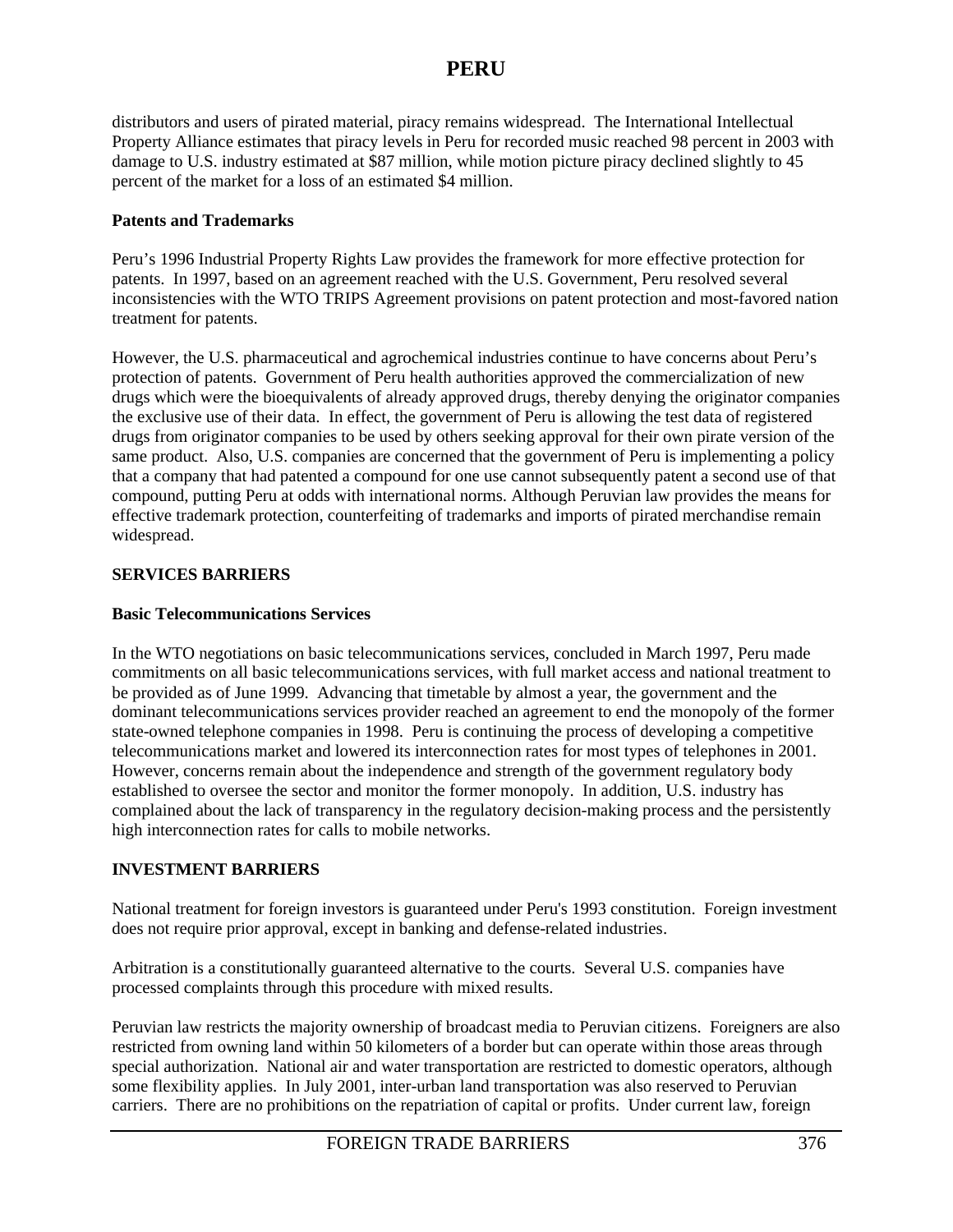distributors and users of pirated material, piracy remains widespread. The International Intellectual Property Alliance estimates that piracy levels in Peru for recorded music reached 98 percent in 2003 with damage to U.S. industry estimated at $87 million, while motion picture piracy declined slightly to 45 percent of the market for a loss of an estimated $4 million.

**Patents and Trademarks**

Peru's 1996 Industrial Property Rights Law provides the framework for more effective protection for patents. In 1997, based on an agreement reached with the U.S. Government, Peru resolved several inconsistencies with the WTO TRIPS Agreement provisions on patent protection and most-favored nation treatment for patents.

However, the U.S. pharmaceutical and agrochemical industries continue to have concerns about Peru's protection of patents. Government of Peru health authorities approved the commercialization of new drugs which were the bioequivalents of already approved drugs, thereby denying the originator companies the exclusive use of their data. In effect, the government of Peru is allowing the test data of registered drugs from originator companies to be used by others seeking approval for their own pirate version of the same product. Also, U.S. companies are concerned that the government of Peru is implementing a policy that a company that had patented a compound for one use cannot subsequently patent a second use of that compound, putting Peru at odds with international norms. Although Peruvian law provides the means for effective trademark protection, counterfeiting of trademarks and imports of pirated merchandise remain widespread.

## SERVICES BARRIERS

**Basic Telecommunications Services**

In the WTO negotiations on basic telecommunications services, concluded in March 1997, Peru made commitments on all basic telecommunications services, with full market access and national treatment to be provided as of June 1999. Advancing that timetable by almost a year, the government and the dominant telecommunications services provider reached an agreement to end the monopoly of the former state-owned telephone companies in 1998. Peru is continuing the process of developing a competitive telecommunications market and lowered its interconnection rates for most types of telephones in 2001. However, concerns remain about the independence and strength of the government regulatory body established to oversee the sector and monitor the former monopoly. In addition, U.S. industry has complained about the lack of transparency in the regulatory decision-making process and the persistently high interconnection rates for calls to mobile networks.

## INVESTMENT BARRIERS

National treatment for foreign investors is guaranteed under Peru's 1993 constitution. Foreign investment does not require prior approval, except in banking and defense-related industries.

Arbitration is a constitutionally guaranteed alternative to the courts. Several U.S. companies have processed complaints through this procedure with mixed results.

Peruvian law restricts the majority ownership of broadcast media to Peruvian citizens. Foreigners are also restricted from owning land within 50 kilometers of a border but can operate within those areas through special authorization. National air and water transportation are restricted to domestic operators, although some flexibility applies. In July 2001, inter-urban land transportation was also reserved to Peruvian carriers. There are no prohibitions on the repatriation of capital or profits. Under current law, foreign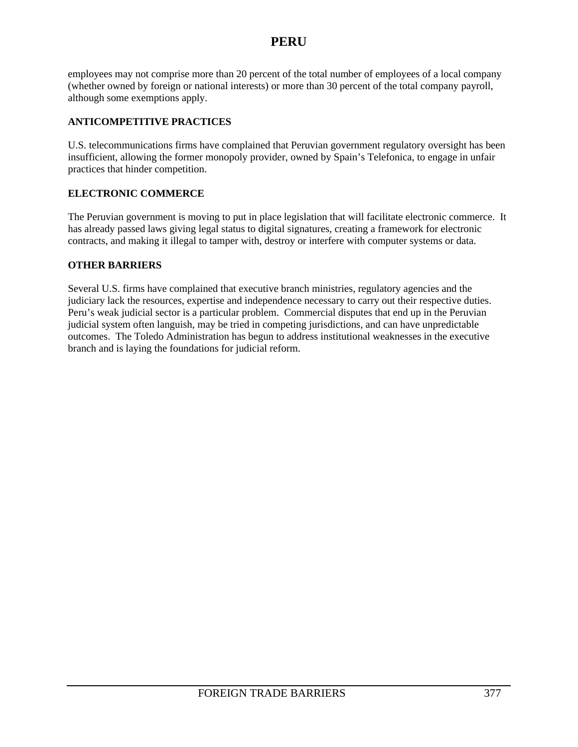employees may not comprise more than 20 percent of the total number of employees of a local company (whether owned by foreign or national interests) or more than 30 percent of the total company payroll, although some exemptions apply.

## ANTICOMPETITIVE PRACTICES

U.S. telecommunications firms have complained that Peruvian government regulatory oversight has been insufficient, allowing the former monopoly provider, owned by Spain's Telefonica, to engage in unfair practices that hinder competition.

## ELECTRONIC COMMERCE

The Peruvian government is moving to put in place legislation that will facilitate electronic commerce. It has already passed laws giving legal status to digital signatures, creating a framework for electronic contracts, and making it illegal to tamper with, destroy or interfere with computer systems or data.

## OTHER BARRIERS

Several U.S. firms have complained that executive branch ministries, regulatory agencies and the judiciary lack the resources, expertise and independence necessary to carry out their respective duties. Peru's weak judicial sector is a particular problem. Commercial disputes that end up in the Peruvian judicial system often languish, may be tried in competing jurisdictions, and can have unpredictable outcomes. The Toledo Administration has begun to address institutional weaknesses in the executive branch and is laying the foundations for judicial reform.